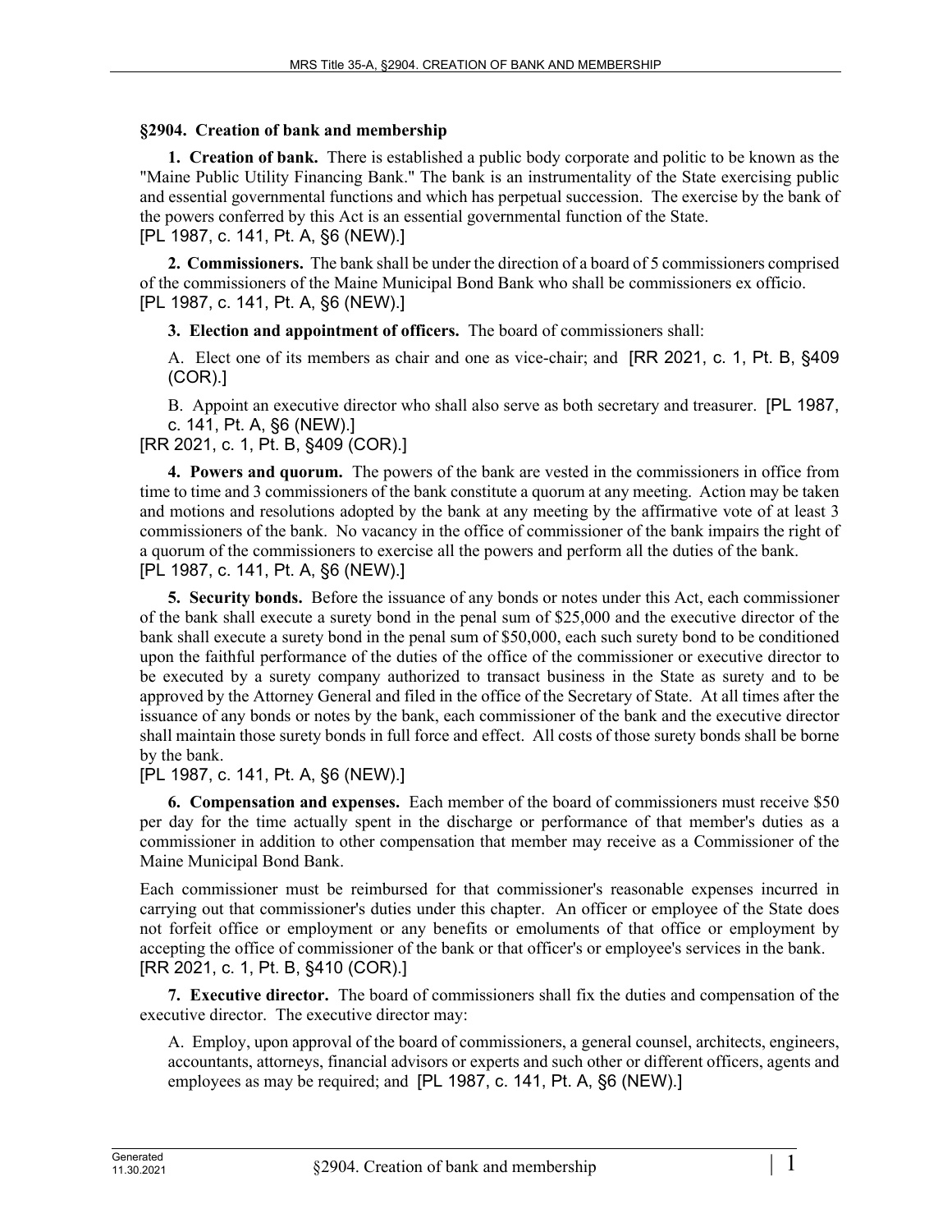### §2904. Creation of bank and membership

**1. Creation of bank.** There is established a public body corporate and politic to be known as the "Maine Public Utility Financing Bank." The bank is an instrumentality of the State exercising public and essential governmental functions and which has perpetual succession. The exercise by the bank of the powers conferred by this Act is an essential governmental function of the State.
[PL 1987, c. 141, Pt. A, §6 (NEW).]

**2. Commissioners.** The bank shall be under the direction of a board of 5 commissioners comprised of the commissioners of the Maine Municipal Bond Bank who shall be commissioners ex officio.
[PL 1987, c. 141, Pt. A, §6 (NEW).]

**3. Election and appointment of officers.** The board of commissioners shall:

A. Elect one of its members as chair and one as vice-chair; and [RR 2021, c. 1, Pt. B, §409 (COR).]

B. Appoint an executive director who shall also serve as both secretary and treasurer. [PL 1987, c. 141, Pt. A, §6 (NEW).]

[RR 2021, c. 1, Pt. B, §409 (COR).]

**4. Powers and quorum.** The powers of the bank are vested in the commissioners in office from time to time and 3 commissioners of the bank constitute a quorum at any meeting. Action may be taken and motions and resolutions adopted by the bank at any meeting by the affirmative vote of at least 3 commissioners of the bank. No vacancy in the office of commissioner of the bank impairs the right of a quorum of the commissioners to exercise all the powers and perform all the duties of the bank.
[PL 1987, c. 141, Pt. A, §6 (NEW).]

**5. Security bonds.** Before the issuance of any bonds or notes under this Act, each commissioner of the bank shall execute a surety bond in the penal sum of $25,000 and the executive director of the bank shall execute a surety bond in the penal sum of $50,000, each such surety bond to be conditioned upon the faithful performance of the duties of the office of the commissioner or executive director to be executed by a surety company authorized to transact business in the State as surety and to be approved by the Attorney General and filed in the office of the Secretary of State. At all times after the issuance of any bonds or notes by the bank, each commissioner of the bank and the executive director shall maintain those surety bonds in full force and effect. All costs of those surety bonds shall be borne by the bank.
[PL 1987, c. 141, Pt. A, §6 (NEW).]

**6. Compensation and expenses.** Each member of the board of commissioners must receive $50 per day for the time actually spent in the discharge or performance of that member's duties as a commissioner in addition to other compensation that member may receive as a Commissioner of the Maine Municipal Bond Bank.

Each commissioner must be reimbursed for that commissioner's reasonable expenses incurred in carrying out that commissioner's duties under this chapter. An officer or employee of the State does not forfeit office or employment or any benefits or emoluments of that office or employment by accepting the office of commissioner of the bank or that officer's or employee's services in the bank.
[RR 2021, c. 1, Pt. B, §410 (COR).]

**7. Executive director.** The board of commissioners shall fix the duties and compensation of the executive director. The executive director may:

A. Employ, upon approval of the board of commissioners, a general counsel, architects, engineers, accountants, attorneys, financial advisors or experts and such other or different officers, agents and employees as may be required; and [PL 1987, c. 141, Pt. A, §6 (NEW).]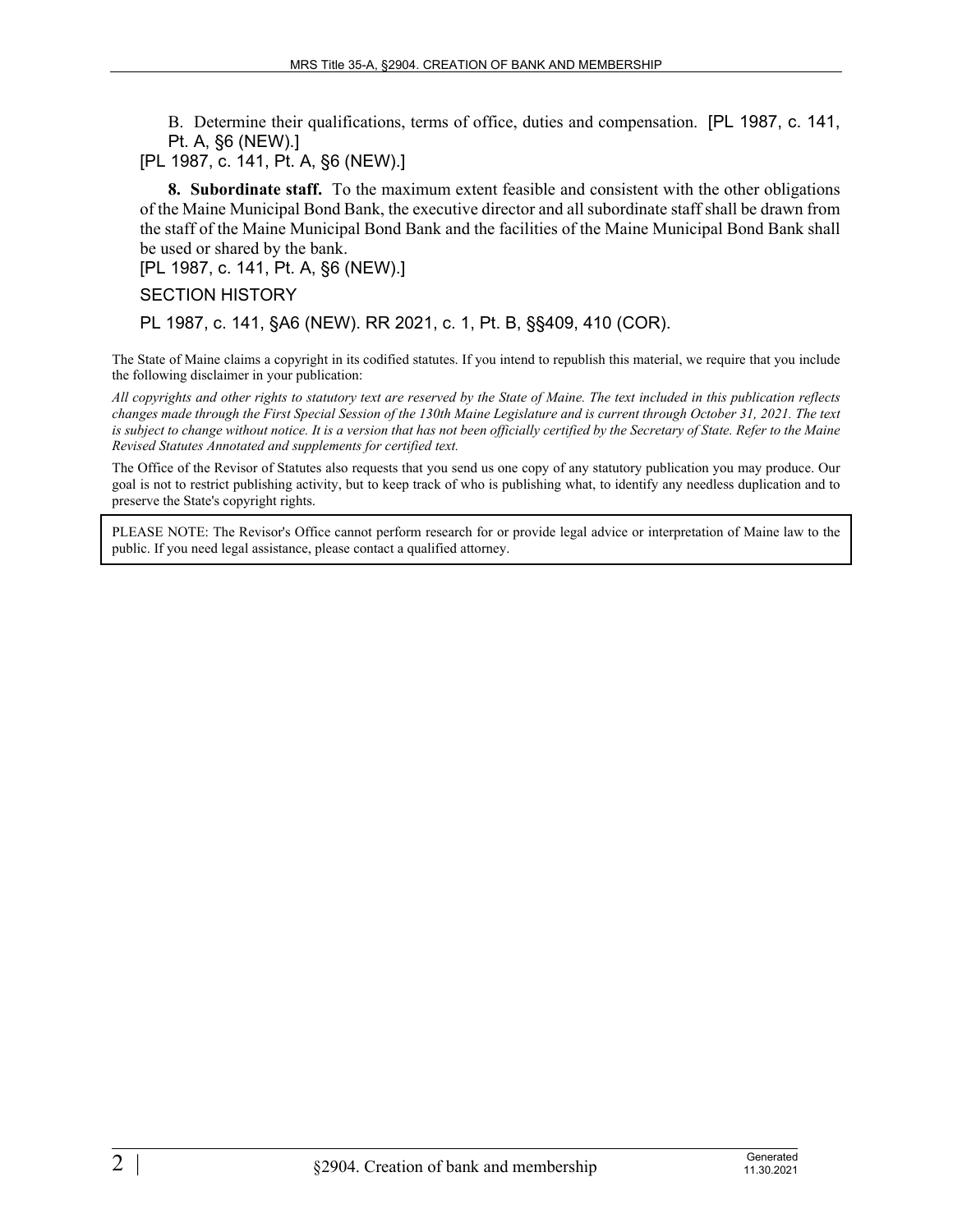B. Determine their qualifications, terms of office, duties and compensation. [PL 1987, c. 141, Pt. A, §6 (NEW).]

[PL 1987, c. 141, Pt. A, §6 (NEW).]

**8. Subordinate staff.** To the maximum extent feasible and consistent with the other obligations of the Maine Municipal Bond Bank, the executive director and all subordinate staff shall be drawn from the staff of the Maine Municipal Bond Bank and the facilities of the Maine Municipal Bond Bank shall be used or shared by the bank.

[PL 1987, c. 141, Pt. A, §6 (NEW).]

SECTION HISTORY

PL 1987, c. 141, §A6 (NEW). RR 2021, c. 1, Pt. B, §§409, 410 (COR).

The State of Maine claims a copyright in its codified statutes. If you intend to republish this material, we require that you include the following disclaimer in your publication:

*All copyrights and other rights to statutory text are reserved by the State of Maine. The text included in this publication reflects changes made through the First Special Session of the 130th Maine Legislature and is current through October 31, 2021. The text is subject to change without notice. It is a version that has not been officially certified by the Secretary of State. Refer to the Maine Revised Statutes Annotated and supplements for certified text.*

The Office of the Revisor of Statutes also requests that you send us one copy of any statutory publication you may produce. Our goal is not to restrict publishing activity, but to keep track of who is publishing what, to identify any needless duplication and to preserve the State's copyright rights.

PLEASE NOTE: The Revisor's Office cannot perform research for or provide legal advice or interpretation of Maine law to the public. If you need legal assistance, please contact a qualified attorney.